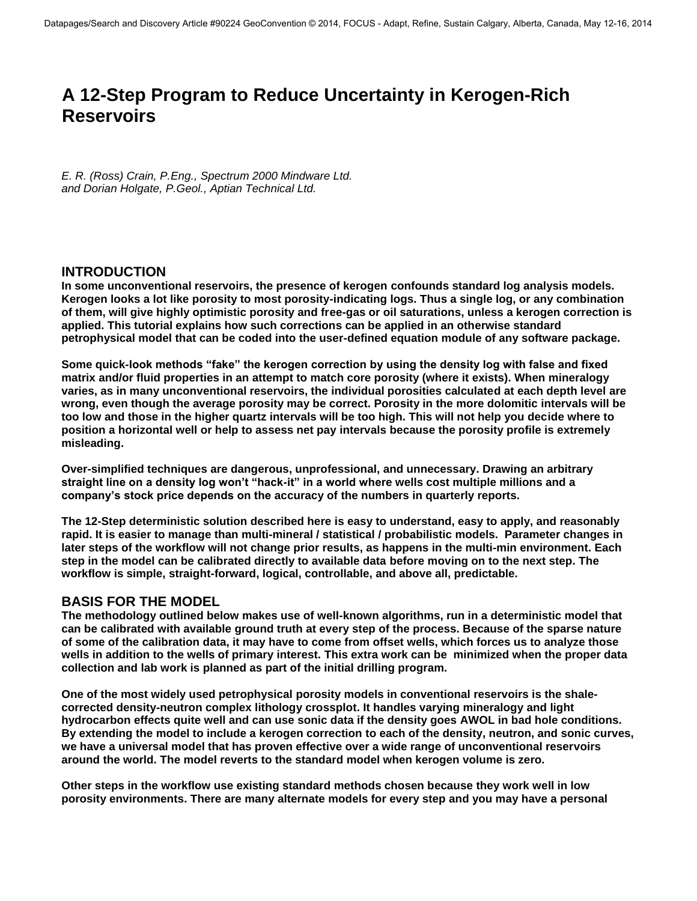# A 12-Step Program to Reduce Uncertainty in Kerogen-Rich Reservoirs

*E. R. (Ross) Crain, P.Eng., Spectrum 2000 Mindware Ltd.*
*and Dorian Holgate, P.Geol., Aptian Technical Ltd.*

## INTRODUCTION

**In some unconventional reservoirs, the presence of kerogen confounds standard log analysis models. Kerogen looks a lot like porosity to most porosity-indicating logs. Thus a single log, or any combination of them, will give highly optimistic porosity and free-gas or oil saturations, unless a kerogen correction is applied. This tutorial explains how such corrections can be applied in an otherwise standard petrophysical model that can be coded into the user-defined equation module of any software package.**

**Some quick-look methods "fake" the kerogen correction by using the density log with false and fixed matrix and/or fluid properties in an attempt to match core porosity (where it exists). When mineralogy varies, as in many unconventional reservoirs, the individual porosities calculated at each depth level are wrong, even though the average porosity may be correct. Porosity in the more dolomitic intervals will be too low and those in the higher quartz intervals will be too high. This will not help you decide where to position a horizontal well or help to assess net pay intervals because the porosity profile is extremely misleading.**

**Over-simplified techniques are dangerous, unprofessional, and unnecessary. Drawing an arbitrary straight line on a density log won't "hack-it" in a world where wells cost multiple millions and a company's stock price depends on the accuracy of the numbers in quarterly reports.**

**The 12-Step deterministic solution described here is easy to understand, easy to apply, and reasonably rapid. It is easier to manage than multi-mineral / statistical / probabilistic models. Parameter changes in later steps of the workflow will not change prior results, as happens in the multi-min environment. Each step in the model can be calibrated directly to available data before moving on to the next step. The workflow is simple, straight-forward, logical, controllable, and above all, predictable.**

## BASIS FOR THE MODEL

**The methodology outlined below makes use of well-known algorithms, run in a deterministic model that can be calibrated with available ground truth at every step of the process. Because of the sparse nature of some of the calibration data, it may have to come from offset wells, which forces us to analyze those wells in addition to the wells of primary interest. This extra work can be minimized when the proper data collection and lab work is planned as part of the initial drilling program.**

**One of the most widely used petrophysical porosity models in conventional reservoirs is the shale-corrected density-neutron complex lithology crossplot. It handles varying mineralogy and light hydrocarbon effects quite well and can use sonic data if the density goes AWOL in bad hole conditions. By extending the model to include a kerogen correction to each of the density, neutron, and sonic curves, we have a universal model that has proven effective over a wide range of unconventional reservoirs around the world. The model reverts to the standard model when kerogen volume is zero.**

**Other steps in the workflow use existing standard methods chosen because they work well in low porosity environments. There are many alternate models for every step and you may have a personal**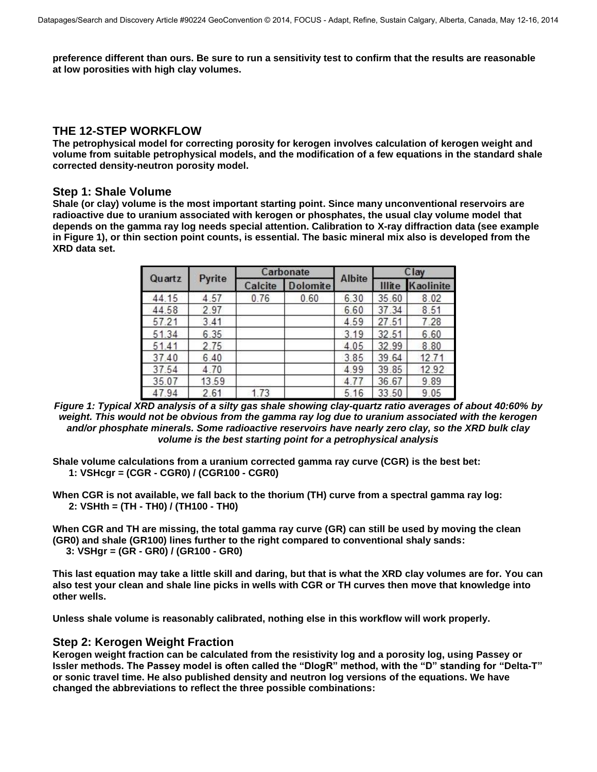**preference different than ours. Be sure to run a sensitivity test to confirm that the results are reasonable at low porosities with high clay volumes.**

## THE 12-STEP WORKFLOW

**The petrophysical model for correcting porosity for kerogen involves calculation of kerogen weight and volume from suitable petrophysical models, and the modification of a few equations in the standard shale corrected density-neutron porosity model.**

### Step 1: Shale Volume

**Shale (or clay) volume is the most important starting point. Since many unconventional reservoirs are radioactive due to uranium associated with kerogen or phosphates, the usual clay volume model that depends on the gamma ray log needs special attention. Calibration to X-ray diffraction data (see example in Figure 1), or thin section point counts, is essential. The basic mineral mix also is developed from the XRD data set.**

| Quartz | Pyrite | Carbonate | | Albite | Clay | |
|---|---|---|---|---|---|---|
| | | Calcite | Dolomite | | Illite | Kaolinite |
| 44.15 | 4.57 | 0.76 | 0.60 | 6.30 | 35.60 | 8.02 |
| 44.58 | 2.97 | | | 6.60 | 37.34 | 8.51 |
| 57.21 | 3.41 | | | 4.59 | 27.51 | 7.28 |
| 51.34 | 6.35 | | | 3.19 | 32.51 | 6.60 |
| 51.41 | 2.75 | | | 4.05 | 32.99 | 8.80 |
| 37.40 | 6.40 | | | 3.85 | 39.64 | 12.71 |
| 37.54 | 4.70 | | | 4.99 | 39.85 | 12.92 |
| 35.07 | 13.59 | | | 4.77 | 36.67 | 9.89 |
| 47.94 | 2.61 | 1.73 | | 5.16 | 33.50 | 9.05 |

***Figure 1: Typical XRD analysis of a silty gas shale showing clay-quartz ratio averages of about 40:60% by weight. This would not be obvious from the gamma ray log due to uranium associated with the kerogen and/or phosphate minerals. Some radioactive reservoirs have nearly zero clay, so the XRD bulk clay volume is the best starting point for a petrophysical analysis***

**Shale volume calculations from a uranium corrected gamma ray curve (CGR) is the best bet:**

**1: VSHcgr = (CGR - CGR0) / (CGR100 - CGR0)**

**When CGR is not available, we fall back to the thorium (TH) curve from a spectral gamma ray log:**

**2: VSHth = (TH - TH0) / (TH100 - TH0)**

**When CGR and TH are missing, the total gamma ray curve (GR) can still be used by moving the clean (GR0) and shale (GR100) lines further to the right compared to conventional shaly sands:**

**3: VSHgr = (GR - GR0) / (GR100 - GR0)**

**This last equation may take a little skill and daring, but that is what the XRD clay volumes are for. You can also test your clean and shale line picks in wells with CGR or TH curves then move that knowledge into other wells.**

**Unless shale volume is reasonably calibrated, nothing else in this workflow will work properly.**

### Step 2: Kerogen Weight Fraction

**Kerogen weight fraction can be calculated from the resistivity log and a porosity log, using Passey or Issler methods. The Passey model is often called the "DlogR" method, with the "D" standing for "Delta-T" or sonic travel time. He also published density and neutron log versions of the equations. We have changed the abbreviations to reflect the three possible combinations:**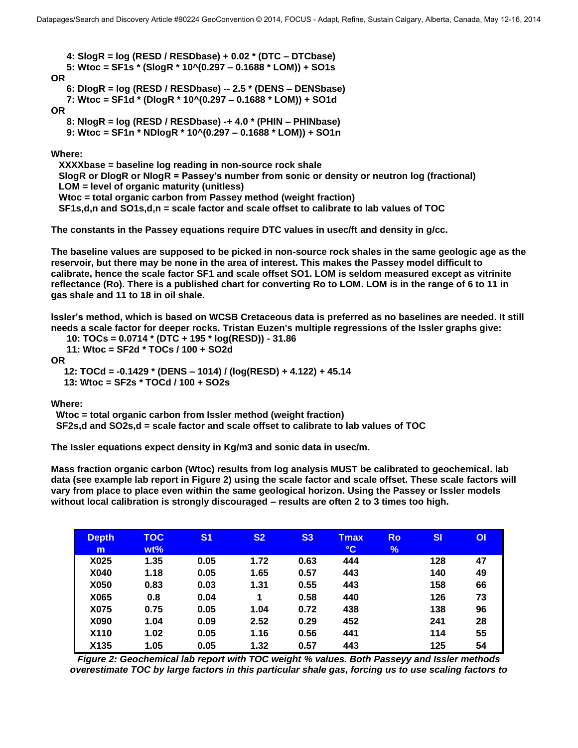**4: SlogR = log (RESD / RESDbase) + 0.02 * (DTC – DTCbase)**
**5: Wtoc = SF1s * (SlogR * 10^(0.297 – 0.1688 * LOM)) + SO1s**

**OR**

**6: DlogR = log (RESD / RESDbase) -- 2.5 * (DENS – DENSbase)**
**7: Wtoc = SF1d * (DlogR * 10^(0.297 – 0.1688 * LOM)) + SO1d**

**OR**

**8: NlogR = log (RESD / RESDbase) -+ 4.0 * (PHIN – PHINbase)**
**9: Wtoc = SF1n * NDlogR * 10^(0.297 – 0.1688 * LOM)) + SO1n**

**Where:**
**XXXXbase = baseline log reading in non-source rock shale**
**SlogR or DlogR or NlogR = Passey's number from sonic or density or neutron log (fractional)**
**LOM = level of organic maturity (unitless)**
**Wtoc = total organic carbon from Passey method (weight fraction)**
**SF1s,d,n and SO1s,d,n = scale factor and scale offset to calibrate to lab values of TOC**

**The constants in the Passey equations require DTC values in usec/ft and density in g/cc.**

**The baseline values are supposed to be picked in non-source rock shales in the same geologic age as the reservoir, but there may be none in the area of interest. This makes the Passey model difficult to calibrate, hence the scale factor SF1 and scale offset SO1. LOM is seldom measured except as vitrinite reflectance (Ro). There is a published chart for converting Ro to LOM. LOM is in the range of 6 to 11 in gas shale and 11 to 18 in oil shale.**

**Issler's method, which is based on WCSB Cretaceous data is preferred as no baselines are needed. It still needs a scale factor for deeper rocks. Tristan Euzen's multiple regressions of the Issler graphs give:**

**10: TOCs = 0.0714 * (DTC + 195 * log(RESD)) - 31.86**
**11: Wtoc = SF2d * TOCs / 100 + SO2d**

**OR**

**12: TOCd = -0.1429 * (DENS – 1014) / (log(RESD) + 4.122) + 45.14**
**13: Wtoc = SF2s * TOCd / 100 + SO2s**

**Where:**
**Wtoc = total organic carbon from Issler method (weight fraction)**
**SF2s,d and SO2s,d = scale factor and scale offset to calibrate to lab values of TOC**

**The Issler equations expect density in Kg/m3 and sonic data in usec/m.**

**Mass fraction organic carbon (Wtoc) results from log analysis MUST be calibrated to geochemical. lab data (see example lab report in Figure 2) using the scale factor and scale offset. These scale factors will vary from place to place even within the same geological horizon. Using the Passey or Issler models without local calibration is strongly discouraged – results are often 2 to 3 times too high.**

| Depth m | TOC wt% | S1 | S2 | S3 | Tmax °C | Ro % | SI | OI |
|---|---|---|---|---|---|---|---|---|
| X025 | 1.35 | 0.05 | 1.72 | 0.63 | 444 | | 128 | 47 |
| X040 | 1.18 | 0.05 | 1.65 | 0.57 | 443 | | 140 | 49 |
| X050 | 0.83 | 0.03 | 1.31 | 0.55 | 443 | | 158 | 66 |
| X065 | 0.8 | 0.04 | 1 | 0.58 | 440 | | 126 | 73 |
| X075 | 0.75 | 0.05 | 1.04 | 0.72 | 438 | | 138 | 96 |
| X090 | 1.04 | 0.09 | 2.52 | 0.29 | 452 | | 241 | 28 |
| X110 | 1.02 | 0.05 | 1.16 | 0.56 | 441 | | 114 | 55 |
| X135 | 1.05 | 0.05 | 1.32 | 0.57 | 443 | | 125 | 54 |

***Figure 2: Geochemical lab report with TOC weight % values. Both Passeyy and Issler methods overestimate TOC by large factors in this particular shale gas, forcing us to use scaling factors to***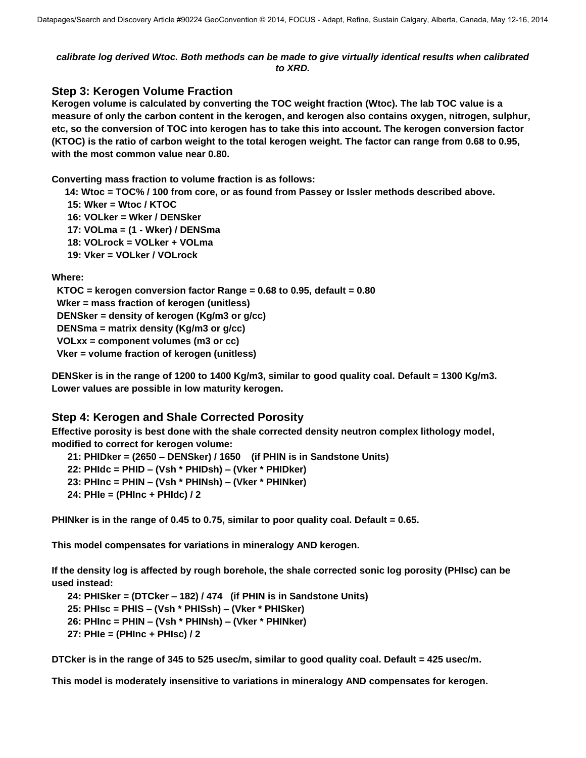***calibrate log derived Wtoc. Both methods can be made to give virtually identical results when calibrated to XRD.***

## Step 3: Kerogen Volume Fraction

**Kerogen volume is calculated by converting the TOC weight fraction (Wtoc). The lab TOC value is a measure of only the carbon content in the kerogen, and kerogen also contains oxygen, nitrogen, sulphur, etc, so the conversion of TOC into kerogen has to take this into account. The kerogen conversion factor (KTOC) is the ratio of carbon weight to the total kerogen weight. The factor can range from 0.68 to 0.95, with the most common value near 0.80.**

**Converting mass fraction to volume fraction is as follows:**

**14: Wtoc = TOC% / 100 from core, or as found from Passey or Issler methods described above.**
**15: Wker = Wtoc / KTOC**
**16: VOLker = Wker / DENSker**
**17: VOLma = (1 - Wker) / DENSma**
**18: VOLrock = VOLker + VOLma**
**19: Vker = VOLker / VOLrock**

**Where:**

**KTOC = kerogen conversion factor Range = 0.68 to 0.95, default = 0.80**
**Wker = mass fraction of kerogen (unitless)**
**DENSker = density of kerogen (Kg/m3 or g/cc)**
**DENSma = matrix density (Kg/m3 or g/cc)**
**VOLxx = component volumes (m3 or cc)**
**Vker = volume fraction of kerogen (unitless)**

**DENSker is in the range of 1200 to 1400 Kg/m3, similar to good quality coal. Default = 1300 Kg/m3. Lower values are possible in low maturity kerogen.**

## Step 4: Kerogen and Shale Corrected Porosity

**Effective porosity is best done with the shale corrected density neutron complex lithology model, modified to correct for kerogen volume:**

**21: PHIDker = (2650 – DENSker) / 1650 (if PHIN is in Sandstone Units)**
**22: PHIdc = PHID – (Vsh * PHIDsh) – (Vker * PHIDker)**
**23: PHInc = PHIN – (Vsh * PHINsh) – (Vker * PHINker)**
**24: PHIe = (PHInc + PHIdc) / 2**

**PHINker is in the range of 0.45 to 0.75, similar to poor quality coal. Default = 0.65.**

**This model compensates for variations in mineralogy AND kerogen.**

**If the density log is affected by rough borehole, the shale corrected sonic log porosity (PHIsc) can be used instead:**

**24: PHISker = (DTCker – 182) / 474 (if PHIN is in Sandstone Units)**
**25: PHIsc = PHIS – (Vsh * PHISsh) – (Vker * PHISker)**
**26: PHInc = PHIN – (Vsh * PHINsh) – (Vker * PHINker)**
**27: PHIe = (PHInc + PHIsc) / 2**

**DTCker is in the range of 345 to 525 usec/m, similar to good quality coal. Default = 425 usec/m.**

**This model is moderately insensitive to variations in mineralogy AND compensates for kerogen.**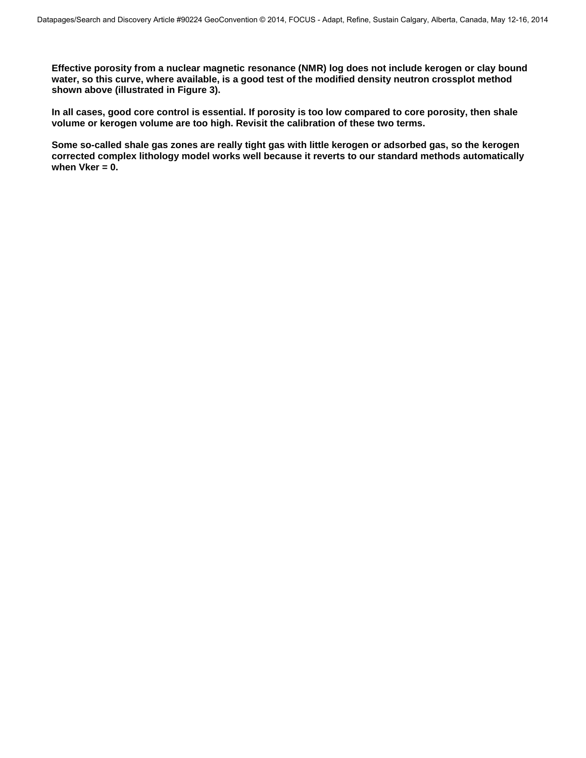**Effective porosity from a nuclear magnetic resonance (NMR) log does not include kerogen or clay bound water, so this curve, where available, is a good test of the modified density neutron crossplot method shown above (illustrated in Figure 3).**

**In all cases, good core control is essential. If porosity is too low compared to core porosity, then shale volume or kerogen volume are too high. Revisit the calibration of these two terms.**

**Some so-called shale gas zones are really tight gas with little kerogen or adsorbed gas, so the kerogen corrected complex lithology model works well because it reverts to our standard methods automatically when Vker = 0.**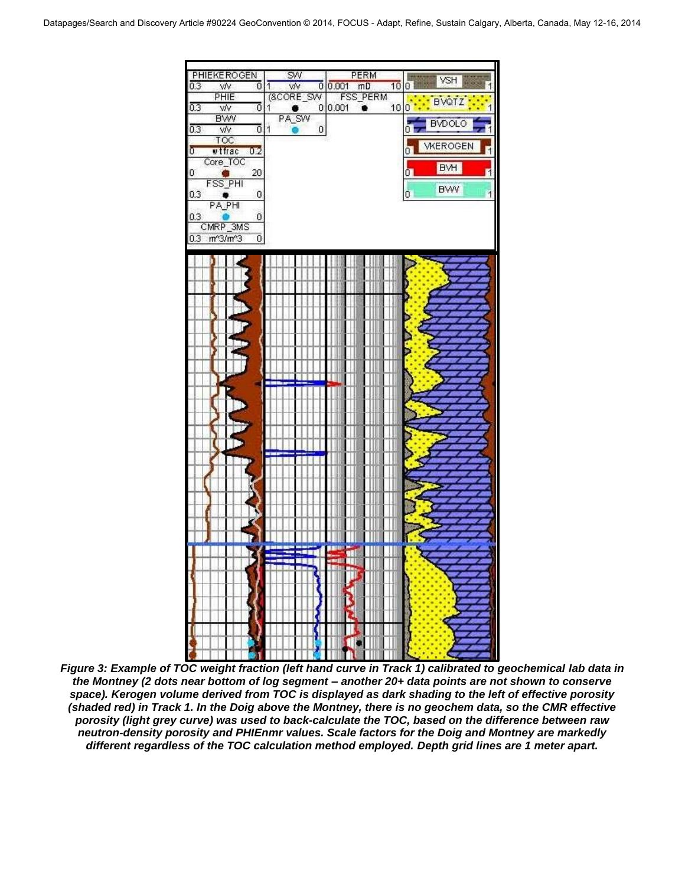*Figure 3: Example of TOC weight fraction (left hand curve in Track 1) calibrated to geochemical lab data in the Montney (2 dots near bottom of log segment – another 20+ data points are not shown to conserve space). Kerogen volume derived from TOC is displayed as dark shading to the left of effective porosity (shaded red) in Track 1. In the Doig above the Montney, there is no geochem data, so the CMR effective porosity (light grey curve) was used to back-calculate the TOC, based on the difference between raw neutron-density porosity and PHIEnmr values. Scale factors for the Doig and Montney are markedly different regardless of the TOC calculation method employed. Depth grid lines are 1 meter apart.*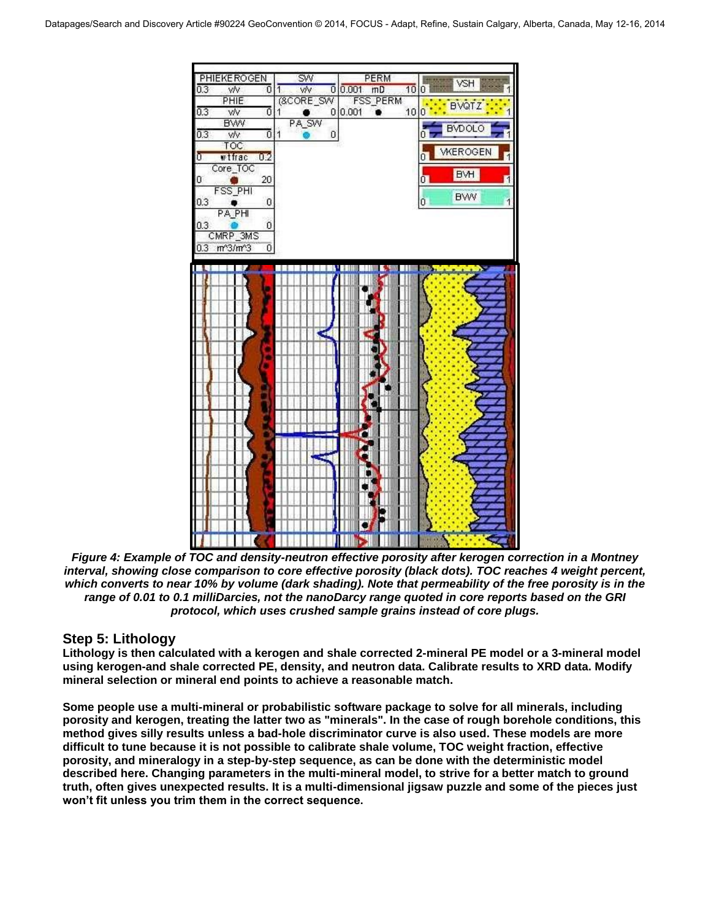*Figure 4: Example of TOC and density-neutron effective porosity after kerogen correction in a Montney interval, showing close comparison to core effective porosity (black dots). TOC reaches 4 weight percent, which converts to near 10% by volume (dark shading). Note that permeability of the free porosity is in the range of 0.01 to 0.1 milliDarcies, not the nanoDarcy range quoted in core reports based on the GRI protocol, which uses crushed sample grains instead of core plugs.*

## Step 5: Lithology

**Lithology is then calculated with a kerogen and shale corrected 2-mineral PE model or a 3-mineral model using kerogen-and shale corrected PE, density, and neutron data. Calibrate results to XRD data. Modify mineral selection or mineral end points to achieve a reasonable match.**

**Some people use a multi-mineral or probabilistic software package to solve for all minerals, including porosity and kerogen, treating the latter two as "minerals". In the case of rough borehole conditions, this method gives silly results unless a bad-hole discriminator curve is also used. These models are more difficult to tune because it is not possible to calibrate shale volume, TOC weight fraction, effective porosity, and mineralogy in a step-by-step sequence, as can be done with the deterministic model described here. Changing parameters in the multi-mineral model, to strive for a better match to ground truth, often gives unexpected results. It is a multi-dimensional jigsaw puzzle and some of the pieces just won't fit unless you trim them in the correct sequence.**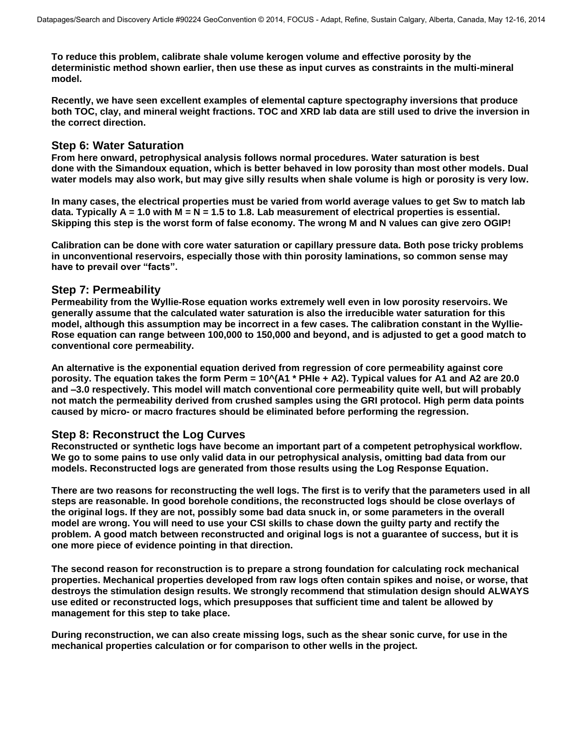**To reduce this problem, calibrate shale volume kerogen volume and effective porosity by the deterministic method shown earlier, then use these as input curves as constraints in the multi-mineral model.**

**Recently, we have seen excellent examples of elemental capture spectography inversions that produce both TOC, clay, and mineral weight fractions. TOC and XRD lab data are still used to drive the inversion in the correct direction.**

## Step 6: Water Saturation

**From here onward, petrophysical analysis follows normal procedures. Water saturation is best done with the Simandoux equation, which is better behaved in low porosity than most other models. Dual water models may also work, but may give silly results when shale volume is high or porosity is very low.**

**In many cases, the electrical properties must be varied from world average values to get Sw to match lab data. Typically A = 1.0 with M = N = 1.5 to 1.8. Lab measurement of electrical properties is essential. Skipping this step is the worst form of false economy. The wrong M and N values can give zero OGIP!**

**Calibration can be done with core water saturation or capillary pressure data. Both pose tricky problems in unconventional reservoirs, especially those with thin porosity laminations, so common sense may have to prevail over "facts".**

## Step 7: Permeability

**Permeability from the Wyllie-Rose equation works extremely well even in low porosity reservoirs. We generally assume that the calculated water saturation is also the irreducible water saturation for this model, although this assumption may be incorrect in a few cases. The calibration constant in the Wyllie-Rose equation can range between 100,000 to 150,000 and beyond, and is adjusted to get a good match to conventional core permeability.**

**An alternative is the exponential equation derived from regression of core permeability against core porosity. The equation takes the form Perm = 10^(A1 * PHIe + A2). Typical values for A1 and A2 are 20.0 and –3.0 respectively. This model will match conventional core permeability quite well, but will probably not match the permeability derived from crushed samples using the GRI protocol. High perm data points caused by micro- or macro fractures should be eliminated before performing the regression.**

## Step 8: Reconstruct the Log Curves

**Reconstructed or synthetic logs have become an important part of a competent petrophysical workflow. We go to some pains to use only valid data in our petrophysical analysis, omitting bad data from our models. Reconstructed logs are generated from those results using the Log Response Equation.**

**There are two reasons for reconstructing the well logs. The first is to verify that the parameters used in all steps are reasonable. In good borehole conditions, the reconstructed logs should be close overlays of the original logs. If they are not, possibly some bad data snuck in, or some parameters in the overall model are wrong. You will need to use your CSI skills to chase down the guilty party and rectify the problem. A good match between reconstructed and original logs is not a guarantee of success, but it is one more piece of evidence pointing in that direction.**

**The second reason for reconstruction is to prepare a strong foundation for calculating rock mechanical properties. Mechanical properties developed from raw logs often contain spikes and noise, or worse, that destroys the stimulation design results. We strongly recommend that stimulation design should ALWAYS use edited or reconstructed logs, which presupposes that sufficient time and talent be allowed by management for this step to take place.**

**During reconstruction, we can also create missing logs, such as the shear sonic curve, for use in the mechanical properties calculation or for comparison to other wells in the project.**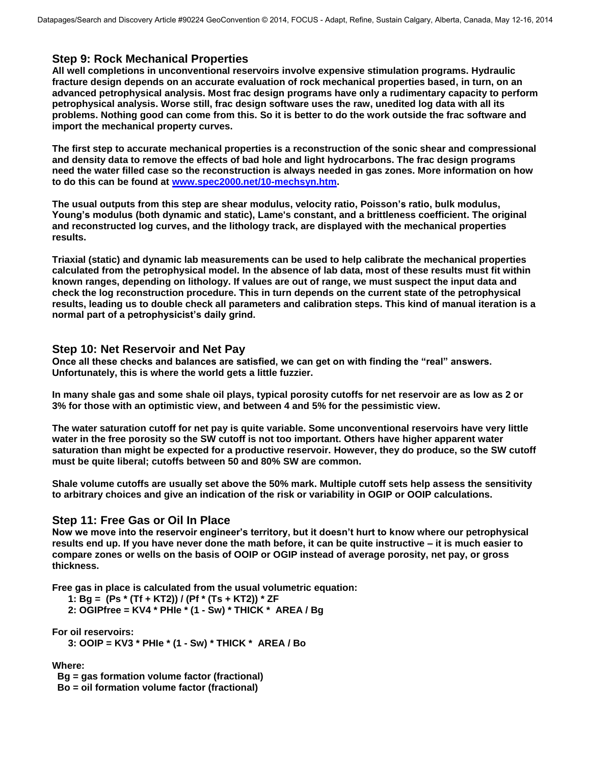## Step 9: Rock Mechanical Properties

**All well completions in unconventional reservoirs involve expensive stimulation programs. Hydraulic fracture design depends on an accurate evaluation of rock mechanical properties based, in turn, on an advanced petrophysical analysis. Most frac design programs have only a rudimentary capacity to perform petrophysical analysis. Worse still, frac design software uses the raw, unedited log data with all its problems. Nothing good can come from this. So it is better to do the work outside the frac software and import the mechanical property curves.**

**The first step to accurate mechanical properties is a reconstruction of the sonic shear and compressional and density data to remove the effects of bad hole and light hydrocarbons. The frac design programs need the water filled case so the reconstruction is always needed in gas zones. More information on how to do this can be found at [www.spec2000.net/10-mechsyn.htm](www.spec2000.net/10-mechsyn.htm).**

**The usual outputs from this step are shear modulus, velocity ratio, Poisson's ratio, bulk modulus, Young's modulus (both dynamic and static), Lame's constant, and a brittleness coefficient. The original and reconstructed log curves, and the lithology track, are displayed with the mechanical properties results.**

**Triaxial (static) and dynamic lab measurements can be used to help calibrate the mechanical properties calculated from the petrophysical model. In the absence of lab data, most of these results must fit within known ranges, depending on lithology. If values are out of range, we must suspect the input data and check the log reconstruction procedure. This in turn depends on the current state of the petrophysical results, leading us to double check all parameters and calibration steps. This kind of manual iteration is a normal part of a petrophysicist's daily grind.**

## Step 10: Net Reservoir and Net Pay

**Once all these checks and balances are satisfied, we can get on with finding the "real" answers. Unfortunately, this is where the world gets a little fuzzier.**

**In many shale gas and some shale oil plays, typical porosity cutoffs for net reservoir are as low as 2 or 3% for those with an optimistic view, and between 4 and 5% for the pessimistic view.**

**The water saturation cutoff for net pay is quite variable. Some unconventional reservoirs have very little water in the free porosity so the SW cutoff is not too important. Others have higher apparent water saturation than might be expected for a productive reservoir. However, they do produce, so the SW cutoff must be quite liberal; cutoffs between 50 and 80% SW are common.**

**Shale volume cutoffs are usually set above the 50% mark. Multiple cutoff sets help assess the sensitivity to arbitrary choices and give an indication of the risk or variability in OGIP or OOIP calculations.**

## Step 11: Free Gas or Oil In Place

**Now we move into the reservoir engineer's territory, but it doesn't hurt to know where our petrophysical results end up. If you have never done the math before, it can be quite instructive – it is much easier to compare zones or wells on the basis of OOIP or OGIP instead of average porosity, net pay, or gross thickness.**

**Free gas in place is calculated from the usual volumetric equation:**

**1: Bg = (Ps * (Tf + KT2)) / (Pf * (Ts + KT2)) * ZF**
**2: OGIPfree = KV4 * PHIe * (1 - Sw) * THICK * AREA / Bg**

**For oil reservoirs:**

**3: OOIP = KV3 * PHIe * (1 - Sw) * THICK * AREA / Bo**

**Where:**
**Bg = gas formation volume factor (fractional)**
**Bo = oil formation volume factor (fractional)**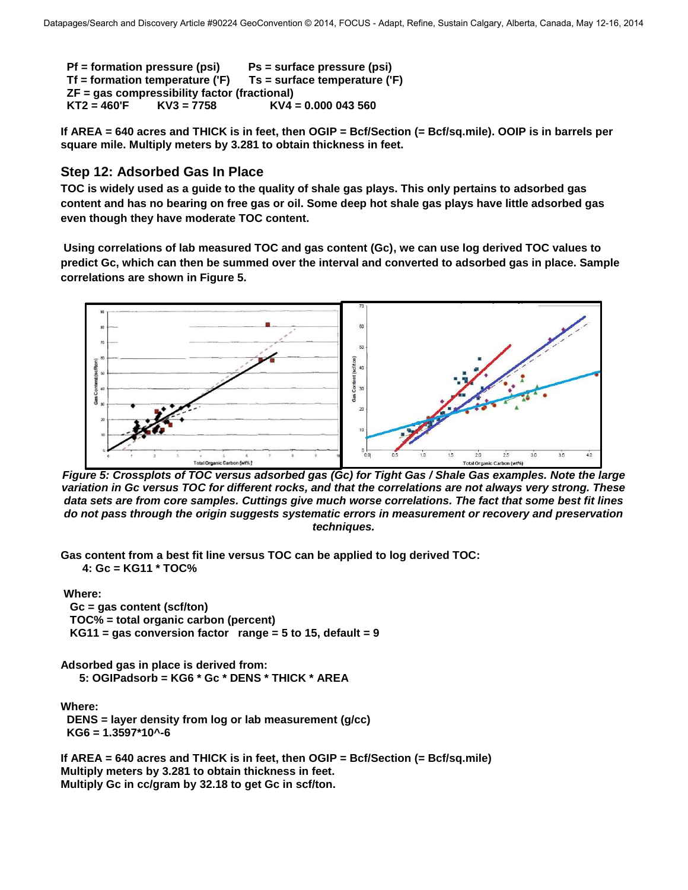**Pf = formation pressure (psi)    Ps = surface pressure (psi)**
**Tf = formation temperature ('F)    Ts = surface temperature ('F)**
**ZF = gas compressibility factor (fractional)**
**KT2 = 460'F    KV3 = 7758    KV4 = 0.000 043 560**

**If AREA = 640 acres and THICK is in feet, then OGIP = Bcf/Section (= Bcf/sq.mile). OOIP is in barrels per square mile. Multiply meters by 3.281 to obtain thickness in feet.**

## Step 12: Adsorbed Gas In Place

**TOC is widely used as a guide to the quality of shale gas plays. This only pertains to adsorbed gas content and has no bearing on free gas or oil. Some deep hot shale gas plays have little adsorbed gas even though they have moderate TOC content.**

**Using correlations of lab measured TOC and gas content (Gc), we can use log derived TOC values to predict Gc, which can then be summed over the interval and converted to adsorbed gas in place. Sample correlations are shown in Figure 5.**

***Figure 5: Crossplots of TOC versus adsorbed gas (Gc) for Tight Gas / Shale Gas examples. Note the large variation in Gc versus TOC for different rocks, and that the correlations are not always very strong. These data sets are from core samples. Cuttings give much worse correlations. The fact that some best fit lines do not pass through the origin suggests systematic errors in measurement or recovery and preservation techniques.***

**Gas content from a best fit line versus TOC can be applied to log derived TOC:**

**4: Gc = KG11 * TOC%**

**Where:**

**Gc = gas content (scf/ton)**
**TOC% = total organic carbon (percent)**
**KG11 = gas conversion factor   range = 5 to 15, default = 9**

**Adsorbed gas in place is derived from:**

**5: OGIPadsorb = KG6 * Gc * DENS * THICK * AREA**

**Where:**

**DENS = layer density from log or lab measurement (g/cc)**
**KG6 = 1.3597*10^-6**

**If AREA = 640 acres and THICK is in feet, then OGIP = Bcf/Section (= Bcf/sq.mile)**
**Multiply meters by 3.281 to obtain thickness in feet.**
**Multiply Gc in cc/gram by 32.18 to get Gc in scf/ton.**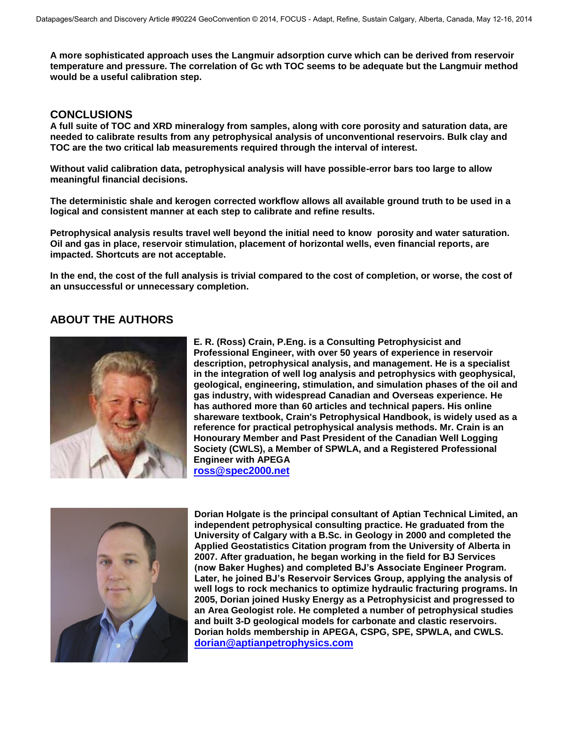**A more sophisticated approach uses the Langmuir adsorption curve which can be derived from reservoir temperature and pressure. The correlation of Gc wth TOC seems to be adequate but the Langmuir method would be a useful calibration step.**

## CONCLUSIONS

**A full suite of TOC and XRD mineralogy from samples, along with core porosity and saturation data, are needed to calibrate results from any petrophysical analysis of unconventional reservoirs. Bulk clay and TOC are the two critical lab measurements required through the interval of interest.**

**Without valid calibration data, petrophysical analysis will have possible-error bars too large to allow meaningful financial decisions.**

**The deterministic shale and kerogen corrected workflow allows all available ground truth to be used in a logical and consistent manner at each step to calibrate and refine results.**

**Petrophysical analysis results travel well beyond the initial need to know porosity and water saturation. Oil and gas in place, reservoir stimulation, placement of horizontal wells, even financial reports, are impacted. Shortcuts are not acceptable.**

**In the end, the cost of the full analysis is trivial compared to the cost of completion, or worse, the cost of an unsuccessful or unnecessary completion.**

## ABOUT THE AUTHORS

**E. R. (Ross) Crain, P.Eng. is a Consulting Petrophysicist and Professional Engineer, with over 50 years of experience in reservoir description, petrophysical analysis, and management. He is a specialist in the integration of well log analysis and petrophysics with geophysical, geological, engineering, stimulation, and simulation phases of the oil and gas industry, with widespread Canadian and Overseas experience. He has authored more than 60 articles and technical papers. His online shareware textbook, Crain's Petrophysical Handbook, is widely used as a reference for practical petrophysical analysis methods. Mr. Crain is an Honourary Member and Past President of the Canadian Well Logging Society (CWLS), a Member of SPWLA, and a Registered Professional Engineer with APEGA**
**ross@spec2000.net**

**Dorian Holgate is the principal consultant of Aptian Technical Limited, an independent petrophysical consulting practice. He graduated from the University of Calgary with a B.Sc. in Geology in 2000 and completed the Applied Geostatistics Citation program from the University of Alberta in 2007. After graduation, he began working in the field for BJ Services (now Baker Hughes) and completed BJ's Associate Engineer Program. Later, he joined BJ's Reservoir Services Group, applying the analysis of well logs to rock mechanics to optimize hydraulic fracturing programs. In 2005, Dorian joined Husky Energy as a Petrophysicist and progressed to an Area Geologist role. He completed a number of petrophysical studies and built 3-D geological models for carbonate and clastic reservoirs. Dorian holds membership in APEGA, CSPG, SPE, SPWLA, and CWLS.**
**dorian@aptianpetrophysics.com**